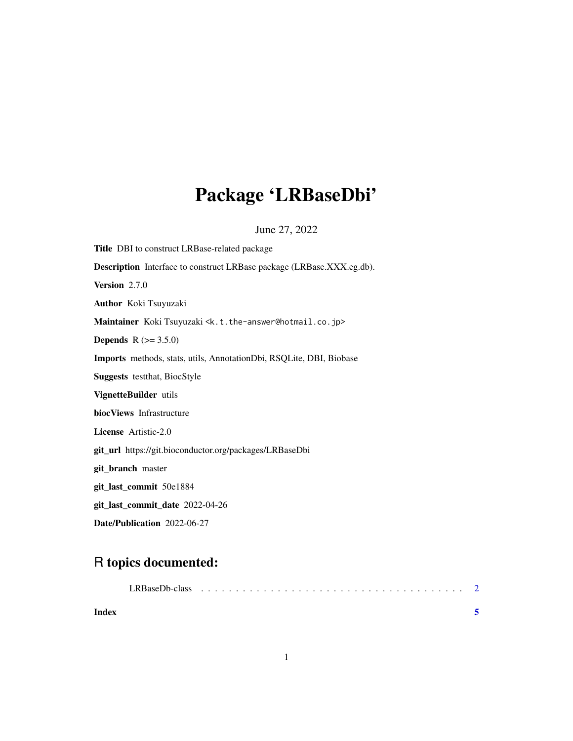# Package 'LRBaseDbi'

June 27, 2022

**Title** DBI to construct LRBase-related package

**Description** Interface to construct LRBase package (LRBase.XXX.eg.db).

**Version** 2.7.0

**Author** Koki Tsuyuzaki

**Maintainer** Koki Tsuyuzaki <k.t.the-answer@hotmail.co.jp>

**Depends** R (>= 3.5.0)

**Imports** methods, stats, utils, AnnotationDbi, RSQLite, DBI, Biobase

**Suggests** testthat, BiocStyle

**VignetteBuilder** utils

**biocViews** Infrastructure

**License** Artistic-2.0

**git_url** https://git.bioconductor.org/packages/LRBaseDbi

**git_branch** master

**git_last_commit** 50e1884

**git_last_commit_date** 2022-04-26

**Date/Publication** 2022-06-27

## R topics documented:

LRBaseDb-class . . . . . . . . . . . . . . . . . . . . . . . . . . . . . . . . . . . . . . 2

**Index** **5**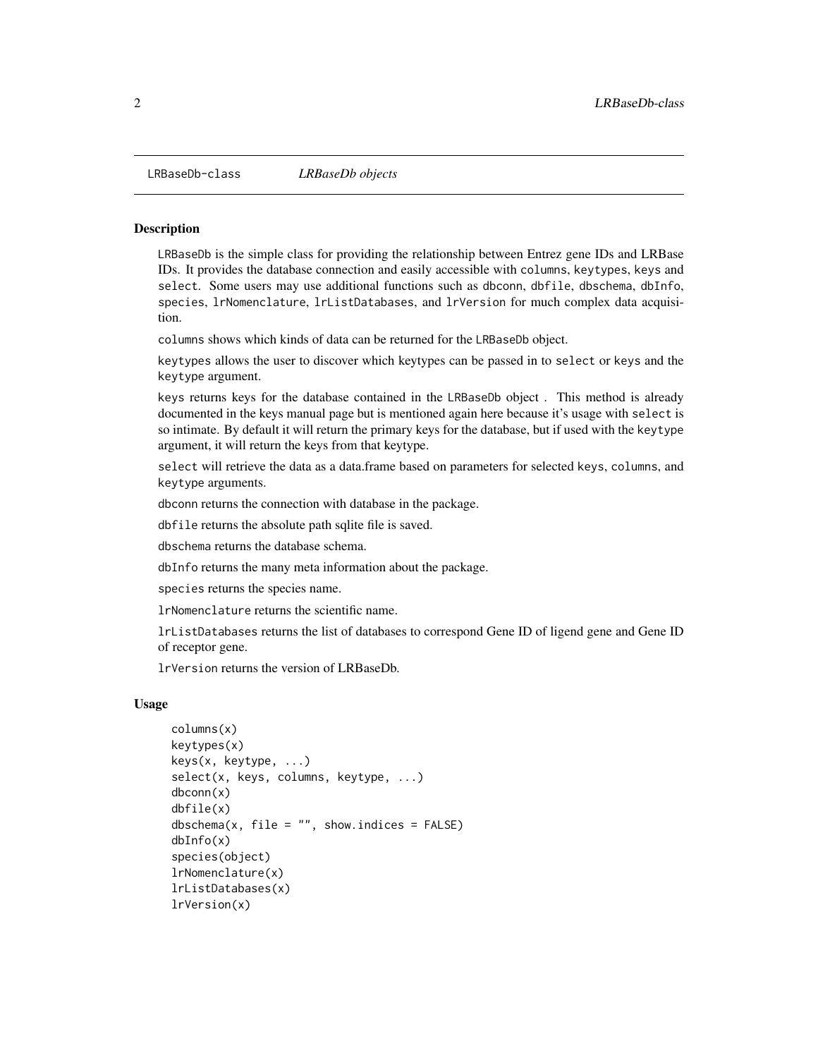LRBaseDb-class *LRBaseDb objects*

## Description

LRBaseDb is the simple class for providing the relationship between Entrez gene IDs and LRBase IDs. It provides the database connection and easily accessible with columns, keytypes, keys and select. Some users may use additional functions such as dbconn, dbfile, dbschema, dbInfo, species, lrNomenclature, lrListDatabases, and lrVersion for much complex data acquisition.

columns shows which kinds of data can be returned for the LRBaseDb object.

keytypes allows the user to discover which keytypes can be passed in to select or keys and the keytype argument.

keys returns keys for the database contained in the LRBaseDb object . This method is already documented in the keys manual page but is mentioned again here because it's usage with select is so intimate. By default it will return the primary keys for the database, but if used with the keytype argument, it will return the keys from that keytype.

select will retrieve the data as a data.frame based on parameters for selected keys, columns, and keytype arguments.

dbconn returns the connection with database in the package.

dbfile returns the absolute path sqlite file is saved.

dbschema returns the database schema.

dbInfo returns the many meta information about the package.

species returns the species name.

lrNomenclature returns the scientific name.

lrListDatabases returns the list of databases to correspond Gene ID of ligend gene and Gene ID of receptor gene.

lrVersion returns the version of LRBaseDb.

## Usage

```
columns(x)
keytypes(x)
keys(x, keytype, ...)
select(x, keys, columns, keytype, ...)
dbconn(x)
dbfile(x)
dbschema(x, file = "", show.indices = FALSE)
dbInfo(x)
species(object)
lrNomenclature(x)
lrListDatabases(x)
lrVersion(x)
```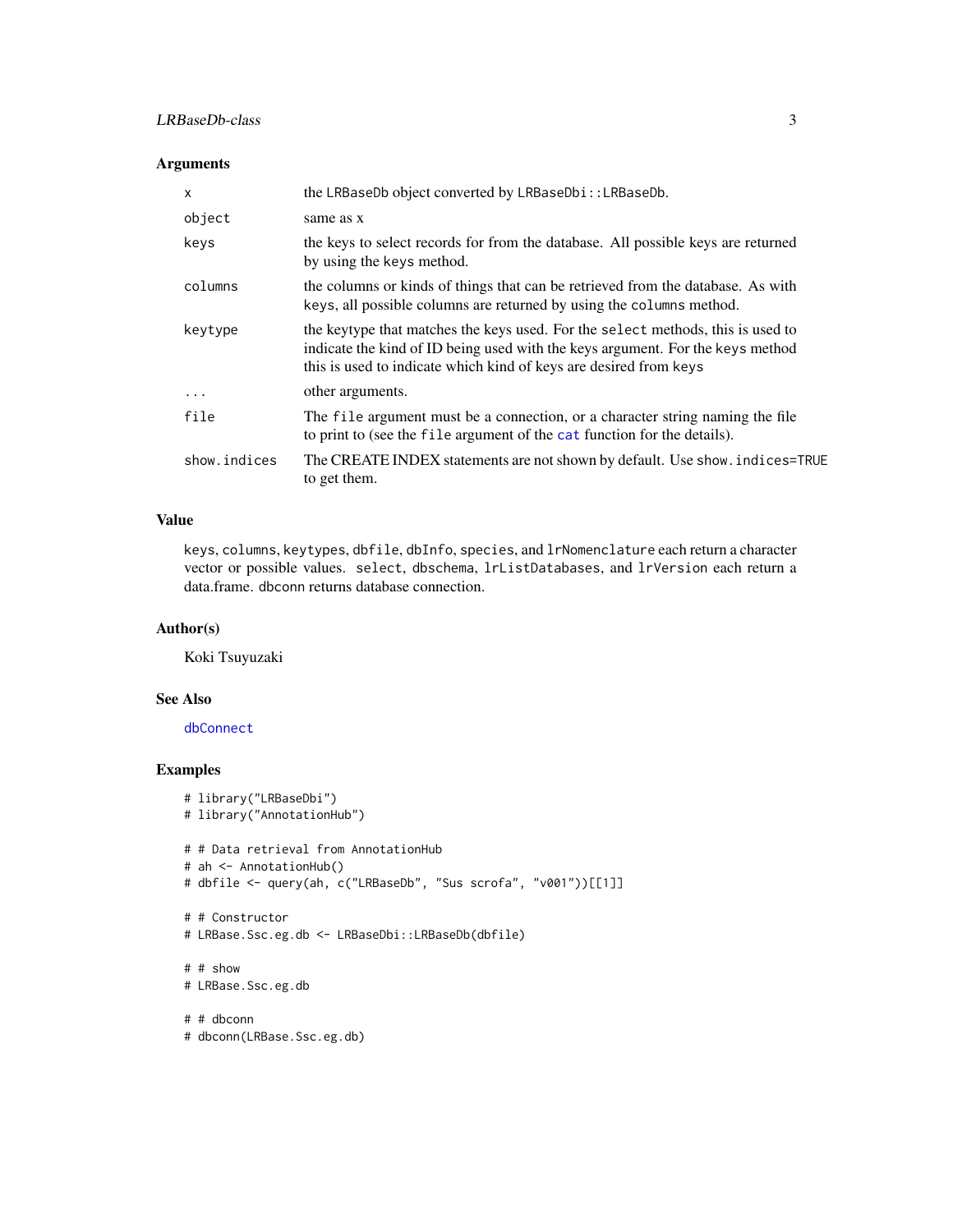### Arguments

| | |
|---|---|
| `x` | the `LRBaseDb` object converted by `LRBaseDbi::LRBaseDb`. |
| `object` | same as x |
| `keys` | the keys to select records for from the database. All possible keys are returned by using the `keys` method. |
| `columns` | the columns or kinds of things that can be retrieved from the database. As with `keys`, all possible columns are returned by using the `columns` method. |
| `keytype` | the keytype that matches the keys used. For the `select` methods, this is used to indicate the kind of ID being used with the keys argument. For the `keys` method this is used to indicate which kind of keys are desired from `keys` |
| `...` | other arguments. |
| `file` | The `file` argument must be a connection, or a character string naming the file to print to (see the `file` argument of the `cat` function for the details). |
| `show.indices` | The CREATE INDEX statements are not shown by default. Use `show.indices=TRUE` to get them. |

### Value

`keys`, `columns`, `keytypes`, `dbfile`, `dbInfo`, `species`, and `lrNomenclature` each return a character vector or possible values. `select`, `dbschema`, `lrListDatabases`, and `lrVersion` each return a data.frame. dbconn returns database connection.

### Author(s)

Koki Tsuyuzaki

### See Also

`dbConnect`

### Examples

```
# library("LRBaseDbi")
# library("AnnotationHub")

# # Data retrieval from AnnotationHub
# ah <- AnnotationHub()
# dbfile <- query(ah, c("LRBaseDb", "Sus scrofa", "v001"))[[1]]

# # Constructor
# LRBase.Ssc.eg.db <- LRBaseDbi::LRBaseDb(dbfile)

# # show
# LRBase.Ssc.eg.db

# # dbconn
# dbconn(LRBase.Ssc.eg.db)
```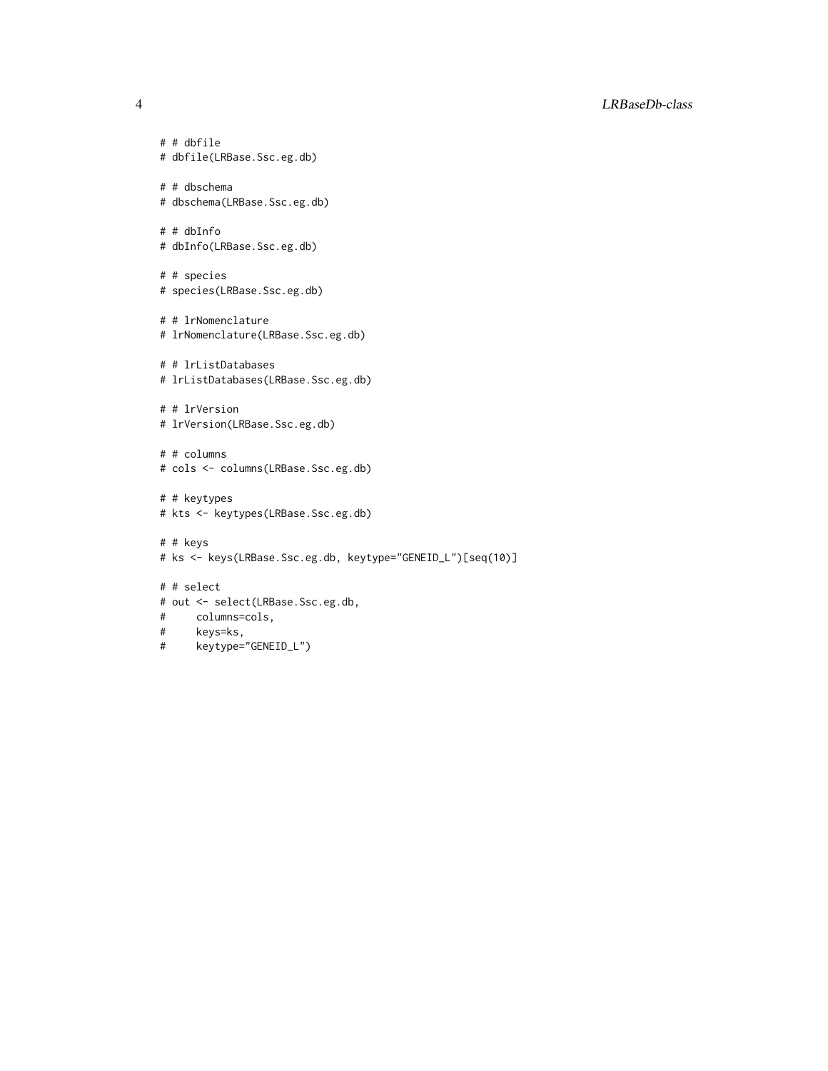```
# # dbfile
# dbfile(LRBase.Ssc.eg.db)

# # dbschema
# dbschema(LRBase.Ssc.eg.db)

# # dbInfo
# dbInfo(LRBase.Ssc.eg.db)

# # species
# species(LRBase.Ssc.eg.db)

# # lrNomenclature
# lrNomenclature(LRBase.Ssc.eg.db)

# # lrListDatabases
# lrListDatabases(LRBase.Ssc.eg.db)

# # lrVersion
# lrVersion(LRBase.Ssc.eg.db)

# # columns
# cols <- columns(LRBase.Ssc.eg.db)

# # keytypes
# kts <- keytypes(LRBase.Ssc.eg.db)

# # keys
# ks <- keys(LRBase.Ssc.eg.db, keytype="GENEID_L")[seq(10)]

# # select
# out <- select(LRBase.Ssc.eg.db,
#     columns=cols,
#     keys=ks,
#     keytype="GENEID_L")
```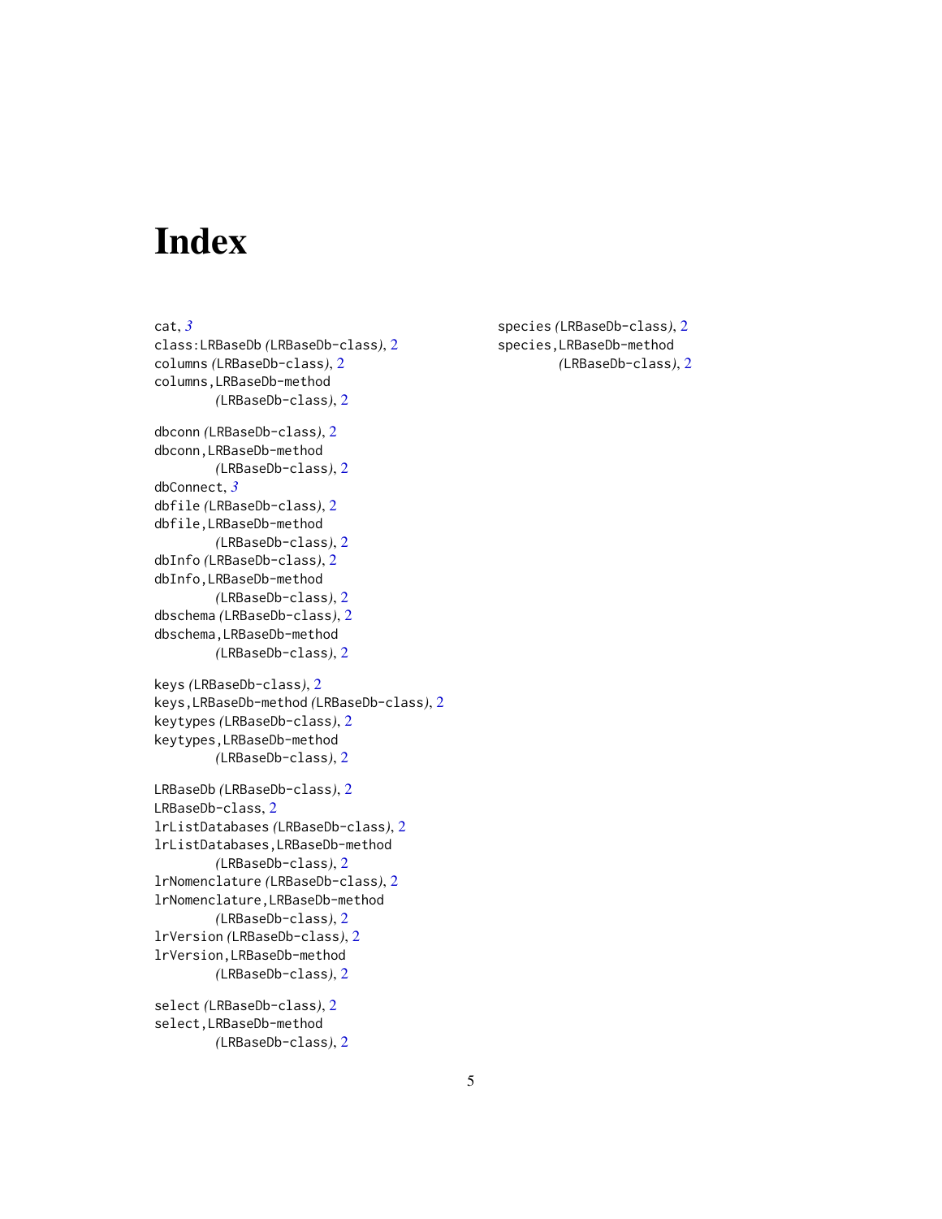# Index

cat, *3*
class:LRBaseDb *(*LRBaseDb-class*)*, 2
columns *(*LRBaseDb-class*)*, 2
columns,LRBaseDb-method
        *(*LRBaseDb-class*)*, 2

dbconn *(*LRBaseDb-class*)*, 2
dbconn,LRBaseDb-method
        *(*LRBaseDb-class*)*, 2
dbConnect, *3*
dbfile *(*LRBaseDb-class*)*, 2
dbfile,LRBaseDb-method
        *(*LRBaseDb-class*)*, 2
dbInfo *(*LRBaseDb-class*)*, 2
dbInfo,LRBaseDb-method
        *(*LRBaseDb-class*)*, 2
dbschema *(*LRBaseDb-class*)*, 2
dbschema,LRBaseDb-method
        *(*LRBaseDb-class*)*, 2

keys *(*LRBaseDb-class*)*, 2
keys,LRBaseDb-method *(*LRBaseDb-class*)*, 2
keytypes *(*LRBaseDb-class*)*, 2
keytypes,LRBaseDb-method
        *(*LRBaseDb-class*)*, 2

LRBaseDb *(*LRBaseDb-class*)*, 2
LRBaseDb-class, 2
lrListDatabases *(*LRBaseDb-class*)*, 2
lrListDatabases,LRBaseDb-method
        *(*LRBaseDb-class*)*, 2
lrNomenclature *(*LRBaseDb-class*)*, 2
lrNomenclature,LRBaseDb-method
        *(*LRBaseDb-class*)*, 2
lrVersion *(*LRBaseDb-class*)*, 2
lrVersion,LRBaseDb-method
        *(*LRBaseDb-class*)*, 2

select *(*LRBaseDb-class*)*, 2
select,LRBaseDb-method
        *(*LRBaseDb-class*)*, 2

species *(*LRBaseDb-class*)*, 2
species,LRBaseDb-method
        *(*LRBaseDb-class*)*, 2